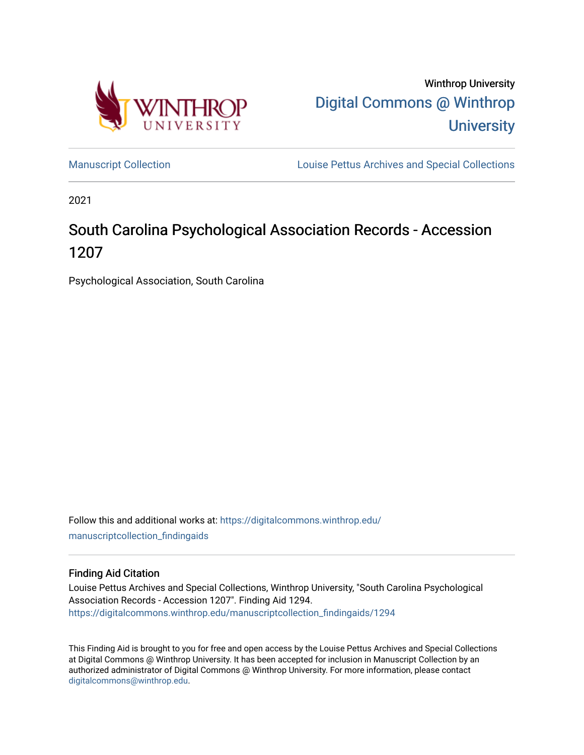Winthrop University

Digital Commons @ Winthrop University

Manuscript Collection

Louise Pettus Archives and Special Collections

2021

# South Carolina Psychological Association Records - Accession 1207

Psychological Association, South Carolina

Follow this and additional works at: https://digitalcommons.winthrop.edu/manuscriptcollection_findingaids

### Finding Aid Citation

Louise Pettus Archives and Special Collections, Winthrop University, "South Carolina Psychological Association Records - Accession 1207". Finding Aid 1294.
https://digitalcommons.winthrop.edu/manuscriptcollection_findingaids/1294

This Finding Aid is brought to you for free and open access by the Louise Pettus Archives and Special Collections at Digital Commons @ Winthrop University. It has been accepted for inclusion in Manuscript Collection by an authorized administrator of Digital Commons @ Winthrop University. For more information, please contact digitalcommons@winthrop.edu.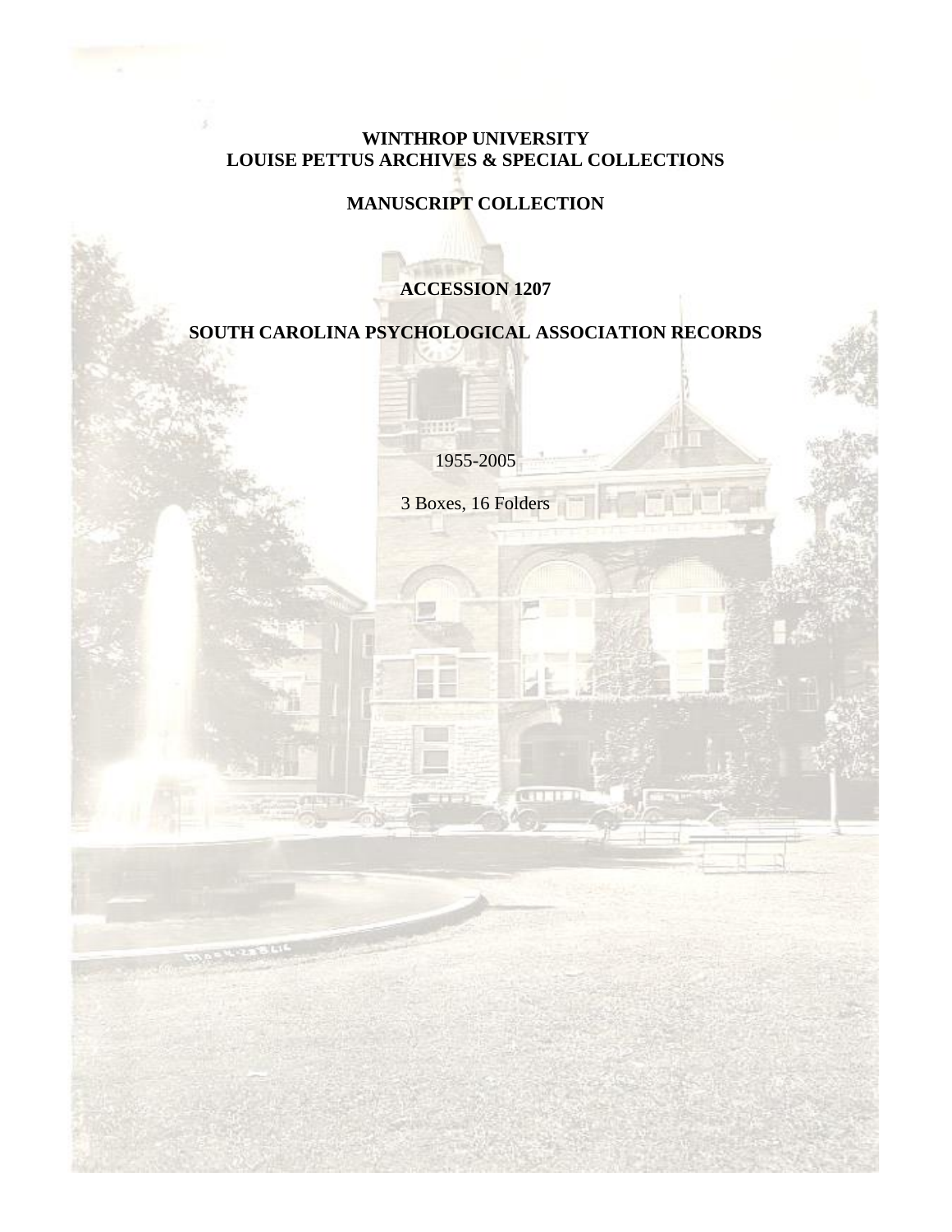**WINTHROP UNIVERSITY**
**LOUISE PETTUS ARCHIVES & SPECIAL COLLECTIONS**

**MANUSCRIPT COLLECTION**

**ACCESSION 1207**

**SOUTH CAROLINA PSYCHOLOGICAL ASSOCIATION RECORDS**

1955-2005

3 Boxes, 16 Folders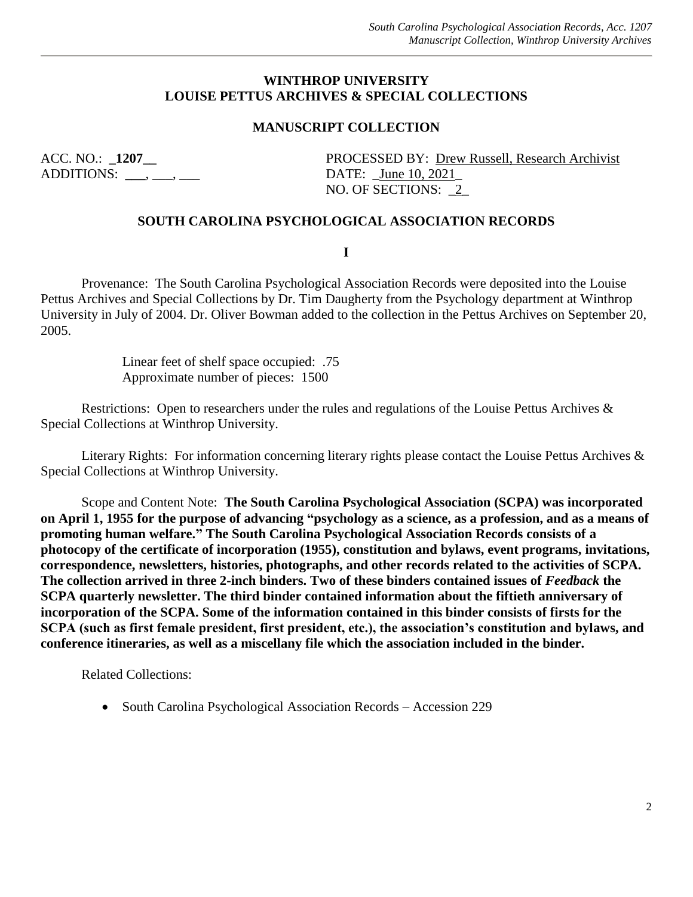# WINTHROP UNIVERSITY
# LOUISE PETTUS ARCHIVES & SPECIAL COLLECTIONS

## MANUSCRIPT COLLECTION

ACC. NO.: **_1207__**
ADDITIONS: ___, ___, ___

PROCESSED BY: Drew Russell, Research Archivist
DATE: _June 10, 2021_
NO. OF SECTIONS: _2_

## SOUTH CAROLINA PSYCHOLOGICAL ASSOCIATION RECORDS

### I

Provenance: The South Carolina Psychological Association Records were deposited into the Louise Pettus Archives and Special Collections by Dr. Tim Daugherty from the Psychology department at Winthrop University in July of 2004. Dr. Oliver Bowman added to the collection in the Pettus Archives on September 20, 2005.

Linear feet of shelf space occupied: .75
Approximate number of pieces: 1500

Restrictions: Open to researchers under the rules and regulations of the Louise Pettus Archives & Special Collections at Winthrop University.

Literary Rights: For information concerning literary rights please contact the Louise Pettus Archives & Special Collections at Winthrop University.

Scope and Content Note: **The South Carolina Psychological Association (SCPA) was incorporated on April 1, 1955 for the purpose of advancing "psychology as a science, as a profession, and as a means of promoting human welfare." The South Carolina Psychological Association Records consists of a photocopy of the certificate of incorporation (1955), constitution and bylaws, event programs, invitations, correspondence, newsletters, histories, photographs, and other records related to the activities of SCPA. The collection arrived in three 2-inch binders. Two of these binders contained issues of *Feedback* the SCPA quarterly newsletter. The third binder contained information about the fiftieth anniversary of incorporation of the SCPA. Some of the information contained in this binder consists of firsts for the SCPA (such as first female president, first president, etc.), the association's constitution and bylaws, and conference itineraries, as well as a miscellany file which the association included in the binder.**

Related Collections:

- South Carolina Psychological Association Records – Accession 229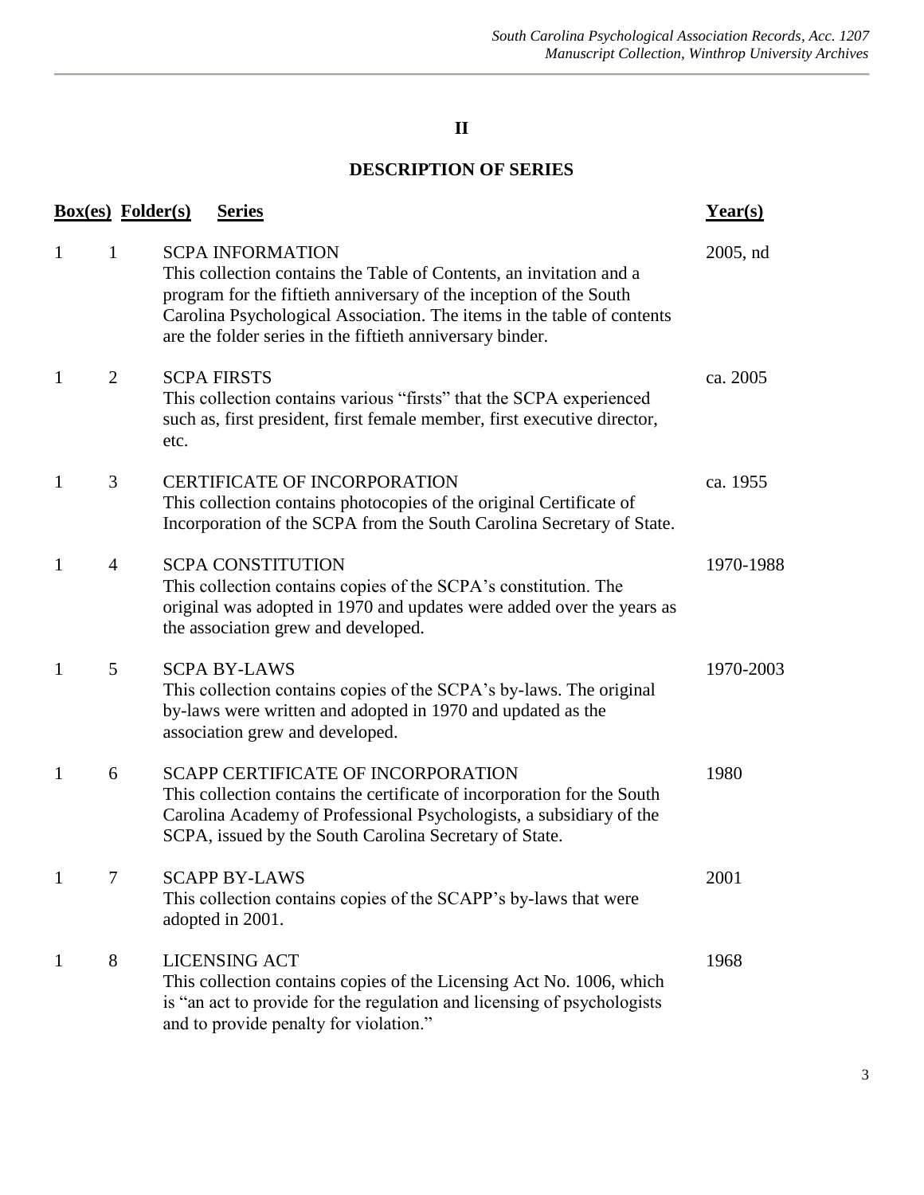## II

## DESCRIPTION OF SERIES

| Box(es) | Folder(s) | Series | Year(s) |
|---|---|---|---|
| 1 | 1 | SCPA INFORMATION<br>This collection contains the Table of Contents, an invitation and a program for the fiftieth anniversary of the inception of the South Carolina Psychological Association. The items in the table of contents are the folder series in the fiftieth anniversary binder. | 2005, nd |
| 1 | 2 | SCPA FIRSTS<br>This collection contains various "firsts" that the SCPA experienced such as, first president, first female member, first executive director, etc. | ca. 2005 |
| 1 | 3 | CERTIFICATE OF INCORPORATION<br>This collection contains photocopies of the original Certificate of Incorporation of the SCPA from the South Carolina Secretary of State. | ca. 1955 |
| 1 | 4 | SCPA CONSTITUTION<br>This collection contains copies of the SCPA's constitution. The original was adopted in 1970 and updates were added over the years as the association grew and developed. | 1970-1988 |
| 1 | 5 | SCPA BY-LAWS<br>This collection contains copies of the SCPA's by-laws. The original by-laws were written and adopted in 1970 and updated as the association grew and developed. | 1970-2003 |
| 1 | 6 | SCAPP CERTIFICATE OF INCORPORATION<br>This collection contains the certificate of incorporation for the South Carolina Academy of Professional Psychologists, a subsidiary of the SCPA, issued by the South Carolina Secretary of State. | 1980 |
| 1 | 7 | SCAPP BY-LAWS<br>This collection contains copies of the SCAPP's by-laws that were adopted in 2001. | 2001 |
| 1 | 8 | LICENSING ACT<br>This collection contains copies of the Licensing Act No. 1006, which is "an act to provide for the regulation and licensing of psychologists and to provide penalty for violation." | 1968 |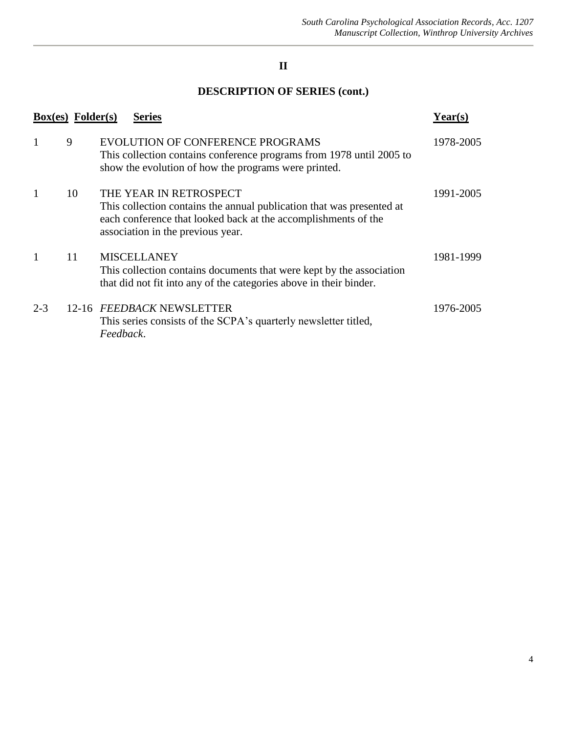## II

## DESCRIPTION OF SERIES (cont.)

| Box(es) | Folder(s) | Series | Year(s) |
|---|---|---|---|
| 1 | 9 | EVOLUTION OF CONFERENCE PROGRAMS<br>This collection contains conference programs from 1978 until 2005 to show the evolution of how the programs were printed. | 1978-2005 |
| 1 | 10 | THE YEAR IN RETROSPECT<br>This collection contains the annual publication that was presented at each conference that looked back at the accomplishments of the association in the previous year. | 1991-2005 |
| 1 | 11 | MISCELLANEY<br>This collection contains documents that were kept by the association that did not fit into any of the categories above in their binder. | 1981-1999 |
| 2-3 | 12-16 | *FEEDBACK* NEWSLETTER<br>This series consists of the SCPA's quarterly newsletter titled, *Feedback*. | 1976-2005 |